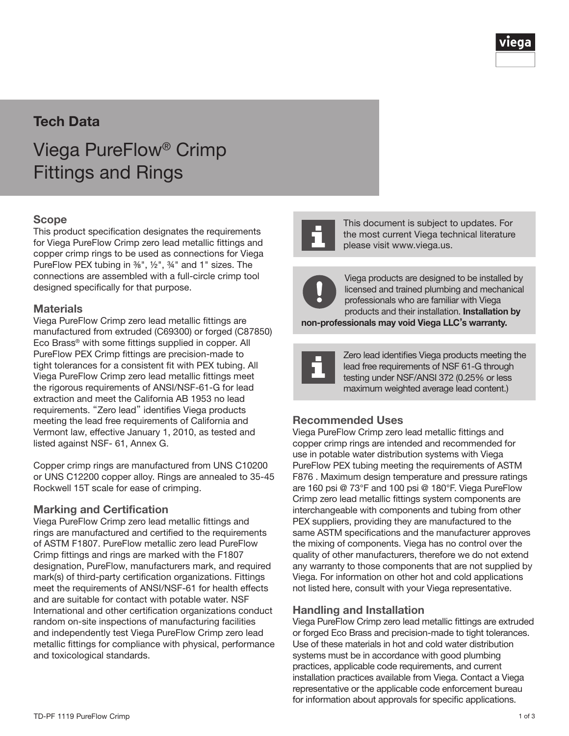## Tech Data

# Viega PureFlow® Crimp Fittings and Rings

### Scope

This product specification designates the requirements for Viega PureFlow Crimp zero lead metallic fittings and copper crimp rings to be used as connections for Viega PureFlow PEX tubing in ⅜", ½", ¾" and 1" sizes. The connections are assembled with a full-circle crimp tool designed specifically for that purpose.

### Materials

Viega PureFlow Crimp zero lead metallic fittings are manufactured from extruded (C69300) or forged (C87850) Eco Brass® with some fittings supplied in copper. All PureFlow PEX Crimp fittings are precision-made to tight tolerances for a consistent fit with PEX tubing. All Viega PureFlow Crimp zero lead metallic fittings meet the rigorous requirements of ANSI/NSF-61-G for lead extraction and meet the California AB 1953 no lead requirements. "Zero lead" identifies Viega products meeting the lead free requirements of California and Vermont law, effective January 1, 2010, as tested and listed against NSF- 61, Annex G.

Copper crimp rings are manufactured from UNS C10200 or UNS C12200 copper alloy. Rings are annealed to 35-45 Rockwell 15T scale for ease of crimping.

### Marking and Certification

Viega PureFlow Crimp zero lead metallic fittings and rings are manufactured and certified to the requirements of ASTM F1807. PureFlow metallic zero lead PureFlow Crimp fittings and rings are marked with the F1807 designation, PureFlow, manufacturers mark, and required mark(s) of third-party certification organizations. Fittings meet the requirements of ANSI/NSF-61 for health effects and are suitable for contact with potable water. NSF International and other certification organizations conduct random on-site inspections of manufacturing facilities and independently test Viega PureFlow Crimp zero lead metallic fittings for compliance with physical, performance and toxicological standards.

> This document is subject to updates. For the most current Viega technical literature please visit www.viega.us.

> Viega products are designed to be installed by licensed and trained plumbing and mechanical professionals who are familiar with Viega products and their installation. **Installation by non-professionals may void Viega LLC's warranty.**

> Zero lead identifies Viega products meeting the lead free requirements of NSF 61-G through testing under NSF/ANSI 372 (0.25% or less maximum weighted average lead content.)

### Recommended Uses

Viega PureFlow Crimp zero lead metallic fittings and copper crimp rings are intended and recommended for use in potable water distribution systems with Viega PureFlow PEX tubing meeting the requirements of ASTM F876 . Maximum design temperature and pressure ratings are 160 psi @ 73°F and 100 psi @ 180°F. Viega PureFlow Crimp zero lead metallic fittings system components are interchangeable with components and tubing from other PEX suppliers, providing they are manufactured to the same ASTM specifications and the manufacturer approves the mixing of components. Viega has no control over the quality of other manufacturers, therefore we do not extend any warranty to those components that are not supplied by Viega. For information on other hot and cold applications not listed here, consult with your Viega representative.

### Handling and Installation

Viega PureFlow Crimp zero lead metallic fittings are extruded or forged Eco Brass and precision-made to tight tolerances. Use of these materials in hot and cold water distribution systems must be in accordance with good plumbing practices, applicable code requirements, and current installation practices available from Viega. Contact a Viega representative or the applicable code enforcement bureau for information about approvals for specific applications.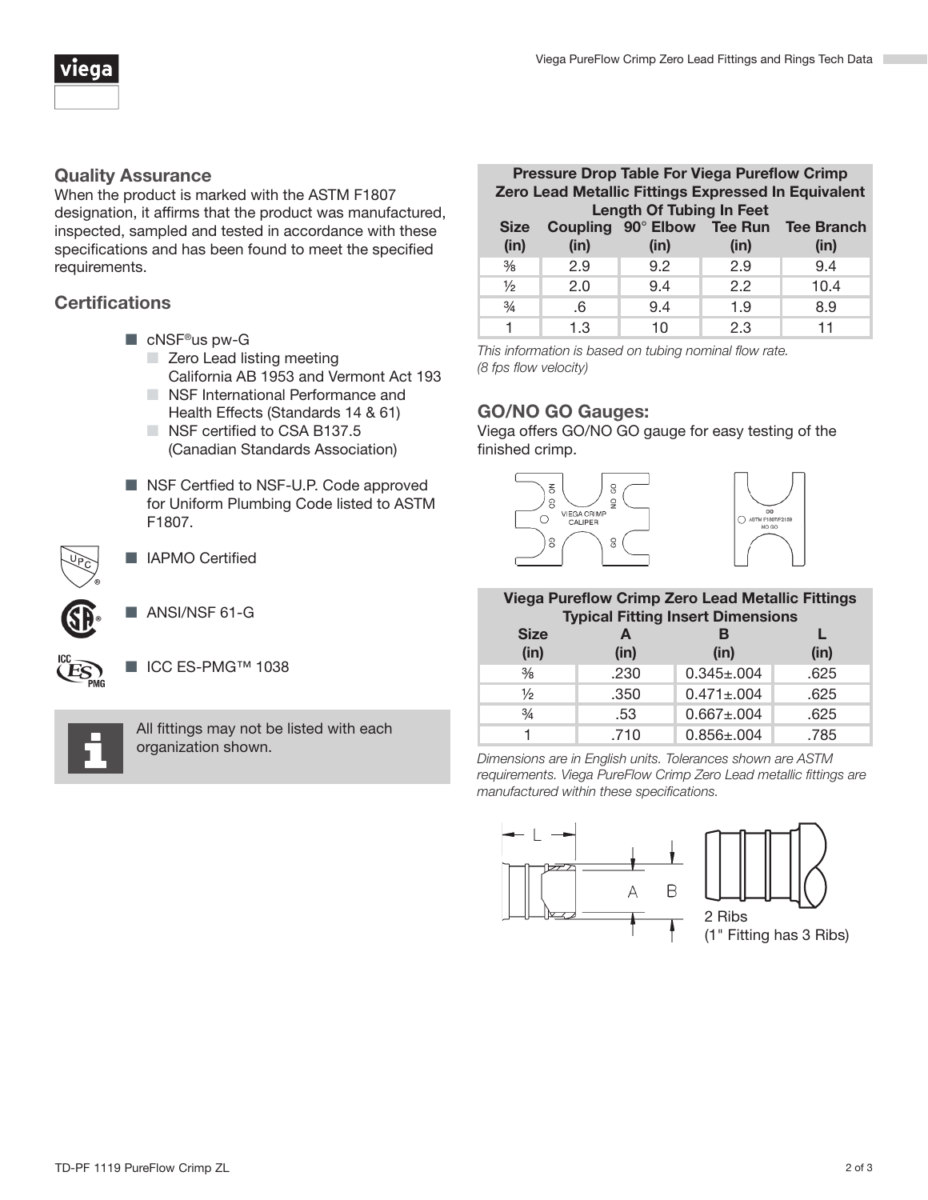## Quality Assurance

When the product is marked with the ASTM F1807 designation, it affirms that the product was manufactured, inspected, sampled and tested in accordance with these specifications and has been found to meet the specified requirements.

## Certifications

- cNSF®us pw-G
  - Zero Lead listing meeting California AB 1953 and Vermont Act 193
  - NSF International Performance and Health Effects (Standards 14 & 61)
  - NSF certified to CSA B137.5 (Canadian Standards Association)
- NSF Certfied to NSF-U.P. Code approved for Uniform Plumbing Code listed to ASTM F1807.
- IAPMO Certified
- ANSI/NSF 61-G
- ICC ES-PMG™ 1038

All fittings may not be listed with each organization shown.

| Pressure Drop Table For Viega Pureflow Crimp Zero Lead Metallic Fittings Expressed In Equivalent Length Of Tubing In Feet | | | | |
|---|---|---|---|---|
| Size (in) | Coupling (in) | 90° Elbow (in) | Tee Run (in) | Tee Branch (in) |
| ⅜ | 2.9 | 9.2 | 2.9 | 9.4 |
| ½ | 2.0 | 9.4 | 2.2 | 10.4 |
| ¾ | .6 | 9.4 | 1.9 | 8.9 |
| 1 | 1.3 | 10 | 2.3 | 11 |

*This information is based on tubing nominal flow rate. (8 fps flow velocity)*

## GO/NO GO Gauges:

Viega offers GO/NO GO gauge for easy testing of the finished crimp.

| Viega Pureflow Crimp Zero Lead Metallic Fittings Typical Fitting Insert Dimensions | | | |
|---|---|---|---|
| Size (in) | A (in) | B (in) | L (in) |
| ⅜ | .230 | 0.345±.004 | .625 |
| ½ | .350 | 0.471±.004 | .625 |
| ¾ | .53 | 0.667±.004 | .625 |
| 1 | .710 | 0.856±.004 | .785 |

*Dimensions are in English units. Tolerances shown are ASTM requirements. Viega PureFlow Crimp Zero Lead metallic fittings are manufactured within these specifications.*

2 Ribs
(1" Fitting has 3 Ribs)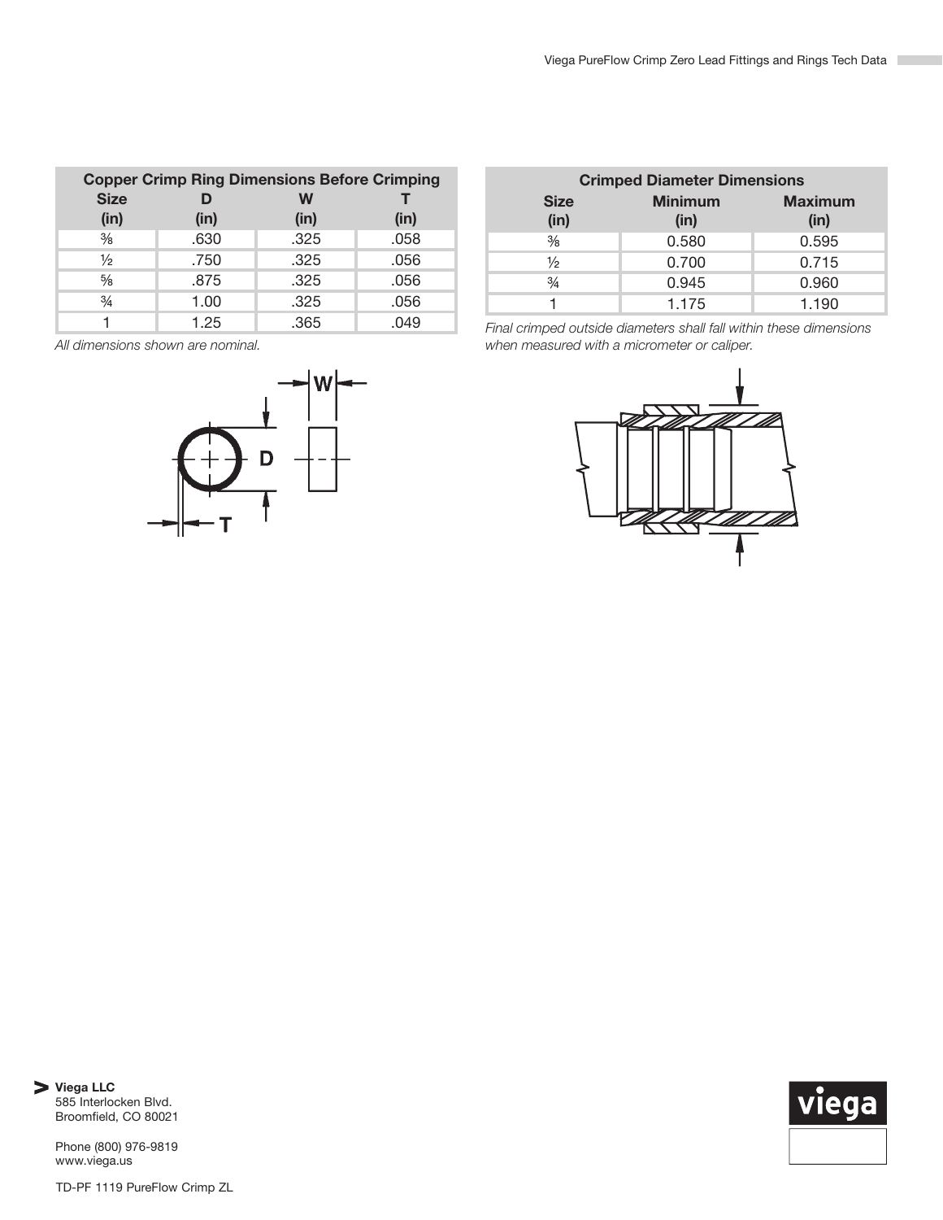| Copper Crimp Ring Dimensions Before Crimping | | | |
|---|---|---|---|
| Size (in) | D (in) | W (in) | T (in) |
| ⅜ | .630 | .325 | .058 |
| ½ | .750 | .325 | .056 |
| ⅝ | .875 | .325 | .056 |
| ¾ | 1.00 | .325 | .056 |
| 1 | 1.25 | .365 | .049 |

*All dimensions shown are nominal.*

W

D

T

| Crimped Diameter Dimensions | | |
|---|---|---|
| Size (in) | Minimum (in) | Maximum (in) |
| ⅜ | 0.580 | 0.595 |
| ½ | 0.700 | 0.715 |
| ¾ | 0.945 | 0.960 |
| 1 | 1.175 | 1.190 |

*Final crimped outside diameters shall fall within these dimensions when measured with a micrometer or caliper.*

**Viega LLC**
585 Interlocken Blvd.
Broomfield, CO 80021

Phone (800) 976-9819
www.viega.us

TD-PF 1119 PureFlow Crimp ZL

viega